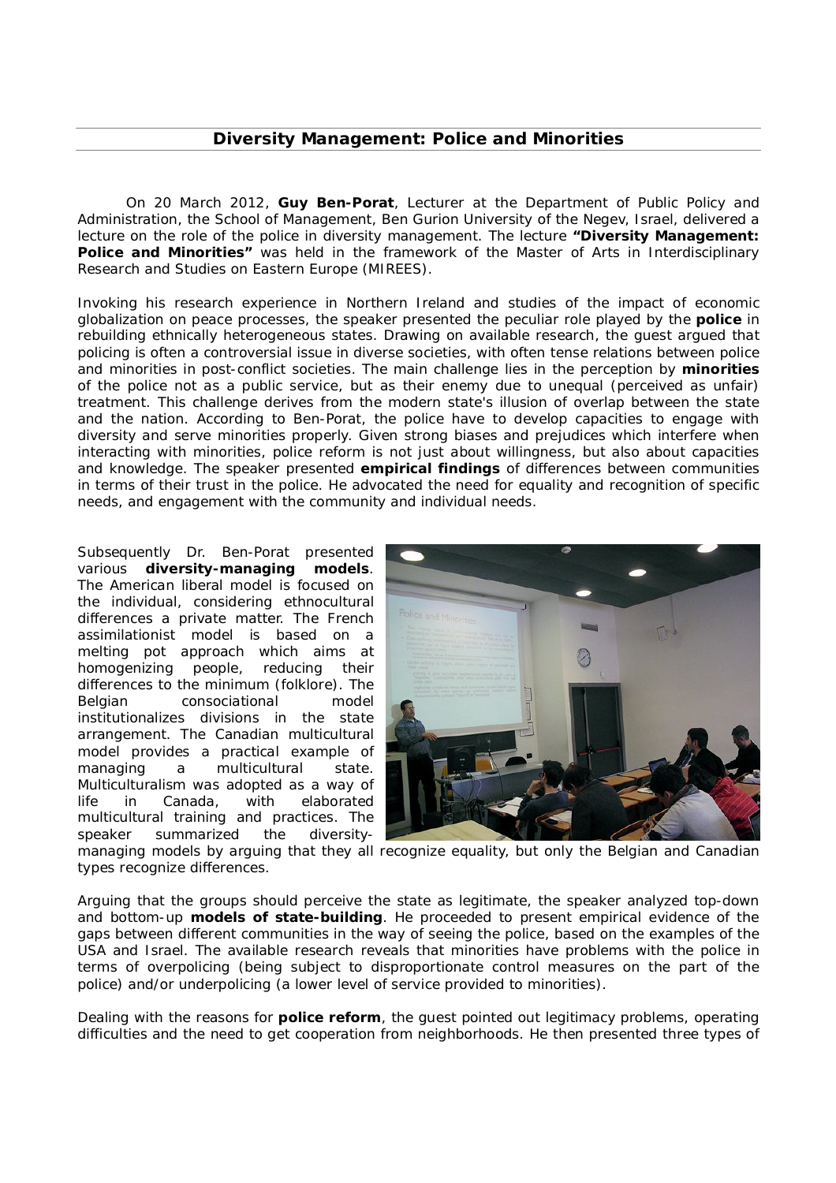## Diversity Management: Police and Minorities

On 20 March 2012, **Guy Ben-Porat**, Lecturer at the Department of Public Policy and Administration, the School of Management, Ben Gurion University of the Negev, Israel, delivered a lecture on the role of the police in diversity management. The lecture **"Diversity Management: Police and Minorities"** was held in the framework of the Master of Arts in Interdisciplinary Research and Studies on Eastern Europe (MIREES).

Invoking his research experience in Northern Ireland and studies of the impact of economic globalization on peace processes, the speaker presented the peculiar role played by the **police** in rebuilding ethnically heterogeneous states. Drawing on available research, the guest argued that policing is often a controversial issue in diverse societies, with often tense relations between police and minorities in post-conflict societies. The main challenge lies in the perception by **minorities** of the police not as a public service, but as their enemy due to unequal (perceived as unfair) treatment. This challenge derives from the modern state's illusion of overlap between the state and the nation. According to Ben-Porat, the police have to develop capacities to engage with diversity and serve minorities properly. Given strong biases and prejudices which interfere when interacting with minorities, police reform is not just about willingness, but also about capacities and knowledge. The speaker presented **empirical findings** of differences between communities in terms of their trust in the police. He advocated the need for equality and recognition of specific needs, and engagement with the community and individual needs.

Subsequently Dr. Ben-Porat presented various **diversity-managing models**. The American liberal model is focused on the individual, considering ethnocultural differences a private matter. The French assimilationist model is based on a melting pot approach which aims at homogenizing people, reducing their differences to the minimum (folklore). The Belgian consociational model institutionalizes divisions in the state arrangement. The Canadian multicultural model provides a practical example of managing a multicultural state. Multiculturalism was adopted as a way of life in Canada, with elaborated multicultural training and practices. The speaker summarized the diversity-managing models by arguing that they all recognize equality, but only the Belgian and Canadian types recognize differences.

Arguing that the groups should perceive the state as legitimate, the speaker analyzed top-down and bottom-up **models of state-building**. He proceeded to present empirical evidence of the gaps between different communities in the way of seeing the police, based on the examples of the USA and Israel. The available research reveals that minorities have problems with the police in terms of overpolicing (being subject to disproportionate control measures on the part of the police) and/or underpolicing (a lower level of service provided to minorities).

Dealing with the reasons for **police reform**, the guest pointed out legitimacy problems, operating difficulties and the need to get cooperation from neighborhoods. He then presented three types of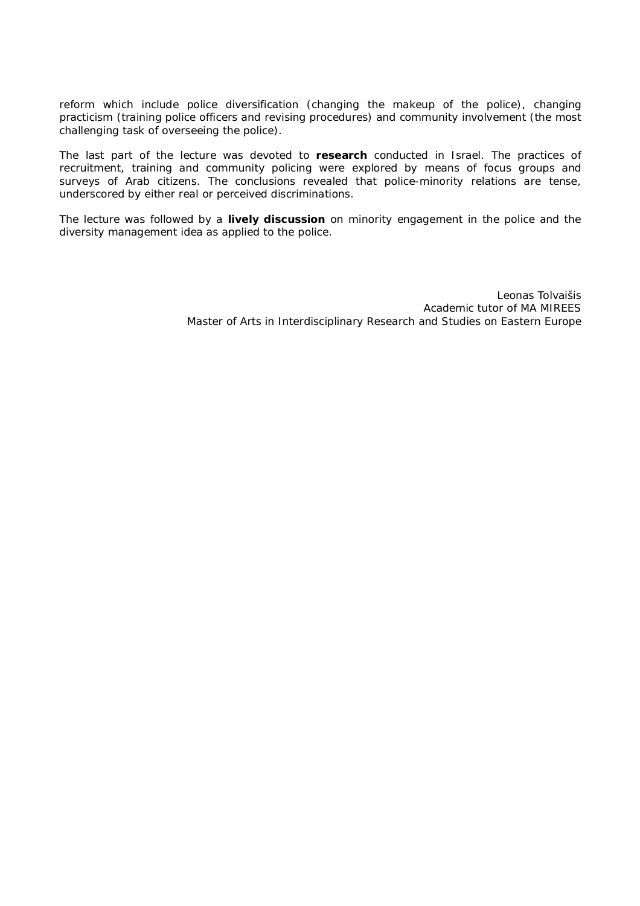reform which include police diversification (changing the makeup of the police), changing practicism (training police officers and revising procedures) and community involvement (the most challenging task of overseeing the police).

The last part of the lecture was devoted to **research** conducted in Israel. The practices of recruitment, training and community policing were explored by means of focus groups and surveys of Arab citizens. The conclusions revealed that police-minority relations are tense, underscored by either real or perceived discriminations.

The lecture was followed by a **lively discussion** on minority engagement in the police and the diversity management idea as applied to the police.

Leonas Tolvaišis
Academic tutor of MA MIREES
Master of Arts in Interdisciplinary Research and Studies on Eastern Europe